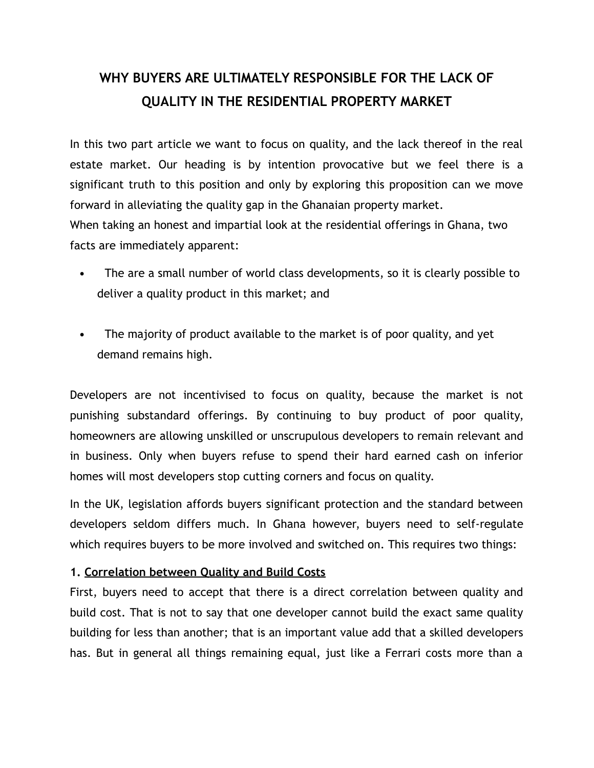# WHY BUYERS ARE ULTIMATELY RESPONSIBLE FOR THE LACK OF QUALITY IN THE RESIDENTIAL PROPERTY MARKET

In this two part article we want to focus on quality, and the lack thereof in the real estate market. Our heading is by intention provocative but we feel there is a significant truth to this position and only by exploring this proposition can we move forward in alleviating the quality gap in the Ghanaian property market.
When taking an honest and impartial look at the residential offerings in Ghana, two facts are immediately apparent:

- The are a small number of world class developments, so it is clearly possible to deliver a quality product in this market; and
- The majority of product available to the market is of poor quality, and yet demand remains high.

Developers are not incentivised to focus on quality, because the market is not punishing substandard offerings. By continuing to buy product of poor quality, homeowners are allowing unskilled or unscrupulous developers to remain relevant and in business. Only when buyers refuse to spend their hard earned cash on inferior homes will most developers stop cutting corners and focus on quality.

In the UK, legislation affords buyers significant protection and the standard between developers seldom differs much. In Ghana however, buyers need to self-regulate which requires buyers to be more involved and switched on. This requires two things:

**1. <u>Correlation between Quality and Build Costs</u>**

First, buyers need to accept that there is a direct correlation between quality and build cost. That is not to say that one developer cannot build the exact same quality building for less than another; that is an important value add that a skilled developers has. But in general all things remaining equal, just like a Ferrari costs more than a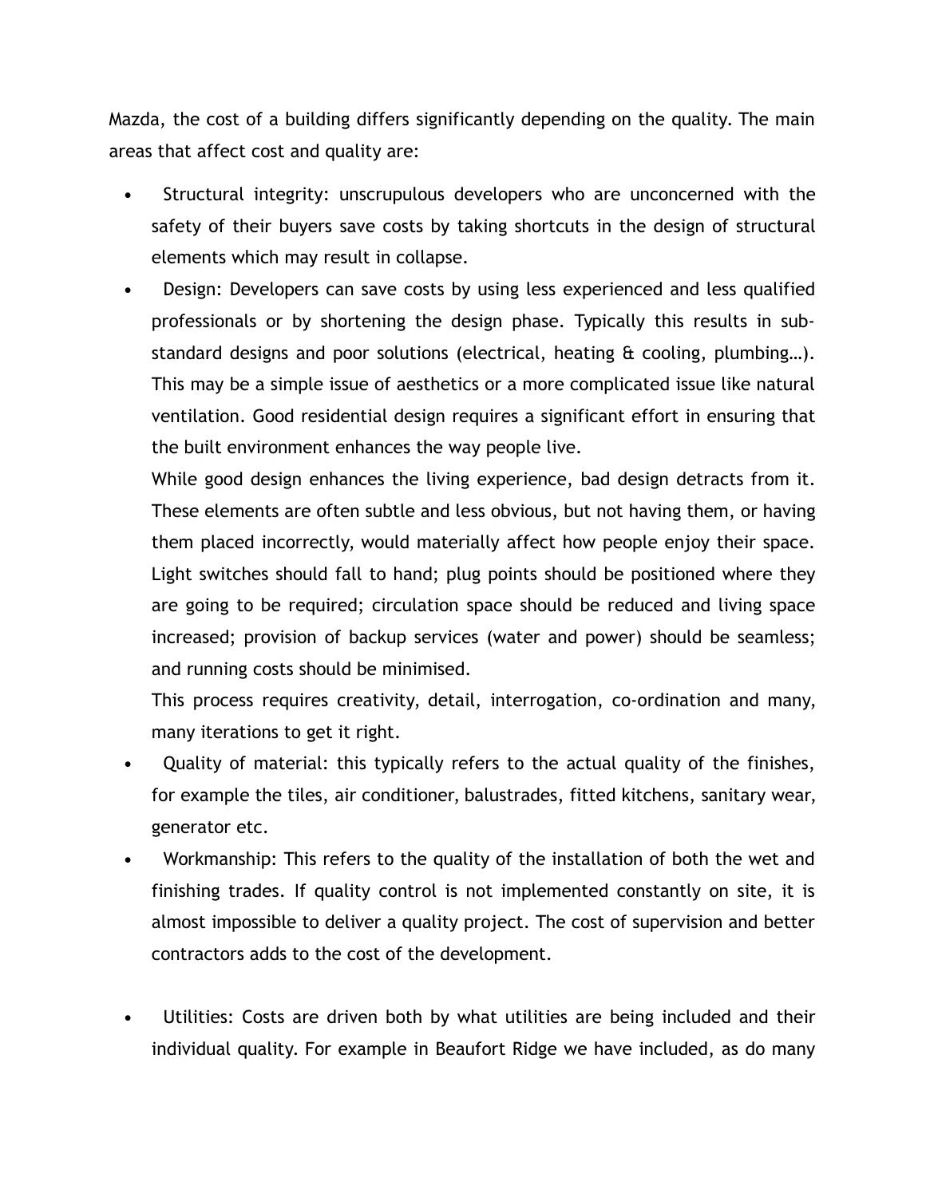Mazda, the cost of a building differs significantly depending on the quality. The main areas that affect cost and quality are:

- Structural integrity: unscrupulous developers who are unconcerned with the safety of their buyers save costs by taking shortcuts in the design of structural elements which may result in collapse.
- Design: Developers can save costs by using less experienced and less qualified professionals or by shortening the design phase. Typically this results in sub-standard designs and poor solutions (electrical, heating & cooling, plumbing…). This may be a simple issue of aesthetics or a more complicated issue like natural ventilation. Good residential design requires a significant effort in ensuring that the built environment enhances the way people live.

  While good design enhances the living experience, bad design detracts from it. These elements are often subtle and less obvious, but not having them, or having them placed incorrectly, would materially affect how people enjoy their space. Light switches should fall to hand; plug points should be positioned where they are going to be required; circulation space should be reduced and living space increased; provision of backup services (water and power) should be seamless; and running costs should be minimised.

  This process requires creativity, detail, interrogation, co-ordination and many, many iterations to get it right.
- Quality of material: this typically refers to the actual quality of the finishes, for example the tiles, air conditioner, balustrades, fitted kitchens, sanitary wear, generator etc.
- Workmanship: This refers to the quality of the installation of both the wet and finishing trades. If quality control is not implemented constantly on site, it is almost impossible to deliver a quality project. The cost of supervision and better contractors adds to the cost of the development.
- Utilities: Costs are driven both by what utilities are being included and their individual quality. For example in Beaufort Ridge we have included, as do many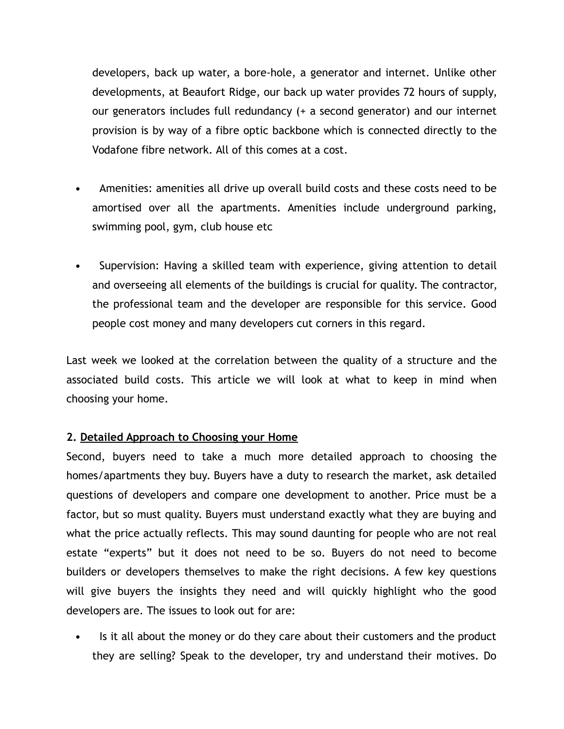developers, back up water, a bore-hole, a generator and internet. Unlike other developments, at Beaufort Ridge, our back up water provides 72 hours of supply, our generators includes full redundancy (+ a second generator) and our internet provision is by way of a fibre optic backbone which is connected directly to the Vodafone fibre network. All of this comes at a cost.

- Amenities: amenities all drive up overall build costs and these costs need to be amortised over all the apartments. Amenities include underground parking, swimming pool, gym, club house etc

- Supervision: Having a skilled team with experience, giving attention to detail and overseeing all elements of the buildings is crucial for quality. The contractor, the professional team and the developer are responsible for this service. Good people cost money and many developers cut corners in this regard.

Last week we looked at the correlation between the quality of a structure and the associated build costs. This article we will look at what to keep in mind when choosing your home.

### 2. Detailed Approach to Choosing your Home

Second, buyers need to take a much more detailed approach to choosing the homes/apartments they buy. Buyers have a duty to research the market, ask detailed questions of developers and compare one development to another. Price must be a factor, but so must quality. Buyers must understand exactly what they are buying and what the price actually reflects. This may sound daunting for people who are not real estate "experts" but it does not need to be so. Buyers do not need to become builders or developers themselves to make the right decisions. A few key questions will give buyers the insights they need and will quickly highlight who the good developers are. The issues to look out for are:

- Is it all about the money or do they care about their customers and the product they are selling? Speak to the developer, try and understand their motives. Do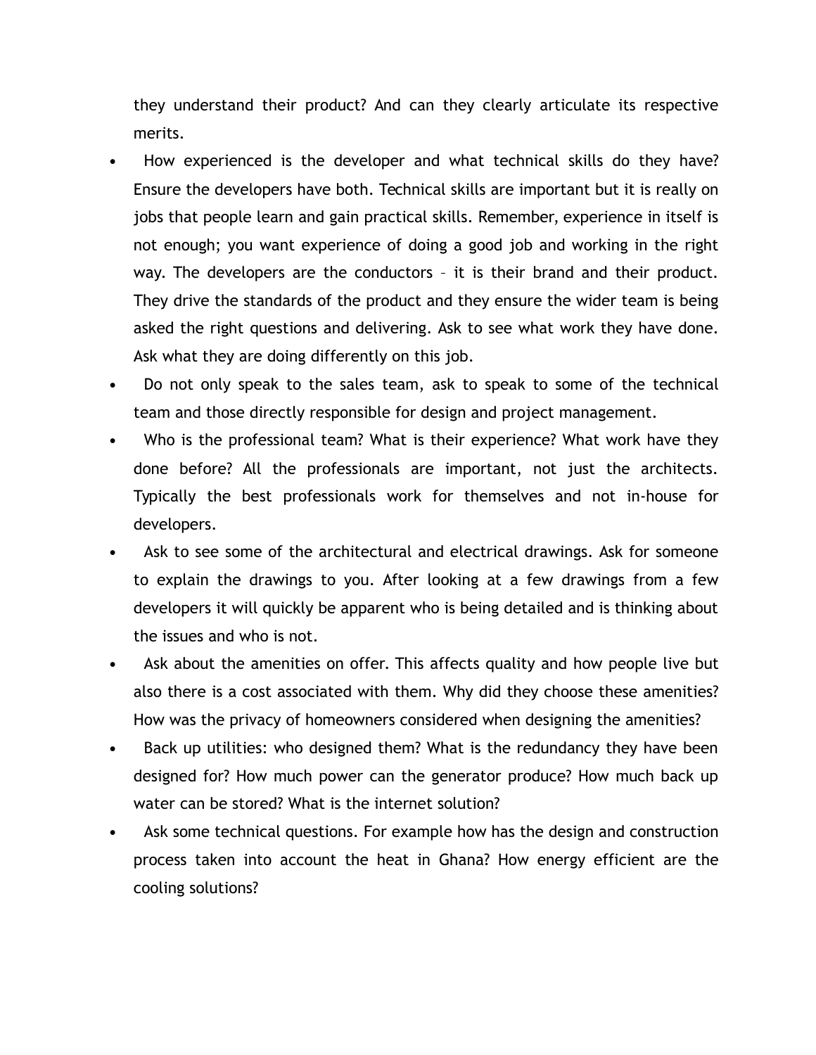they understand their product? And can they clearly articulate its respective merits.

- How experienced is the developer and what technical skills do they have? Ensure the developers have both. Technical skills are important but it is really on jobs that people learn and gain practical skills. Remember, experience in itself is not enough; you want experience of doing a good job and working in the right way. The developers are the conductors – it is their brand and their product. They drive the standards of the product and they ensure the wider team is being asked the right questions and delivering. Ask to see what work they have done. Ask what they are doing differently on this job.
- Do not only speak to the sales team, ask to speak to some of the technical team and those directly responsible for design and project management.
- Who is the professional team? What is their experience? What work have they done before? All the professionals are important, not just the architects. Typically the best professionals work for themselves and not in-house for developers.
- Ask to see some of the architectural and electrical drawings. Ask for someone to explain the drawings to you. After looking at a few drawings from a few developers it will quickly be apparent who is being detailed and is thinking about the issues and who is not.
- Ask about the amenities on offer. This affects quality and how people live but also there is a cost associated with them. Why did they choose these amenities? How was the privacy of homeowners considered when designing the amenities?
- Back up utilities: who designed them? What is the redundancy they have been designed for? How much power can the generator produce? How much back up water can be stored? What is the internet solution?
- Ask some technical questions. For example how has the design and construction process taken into account the heat in Ghana? How energy efficient are the cooling solutions?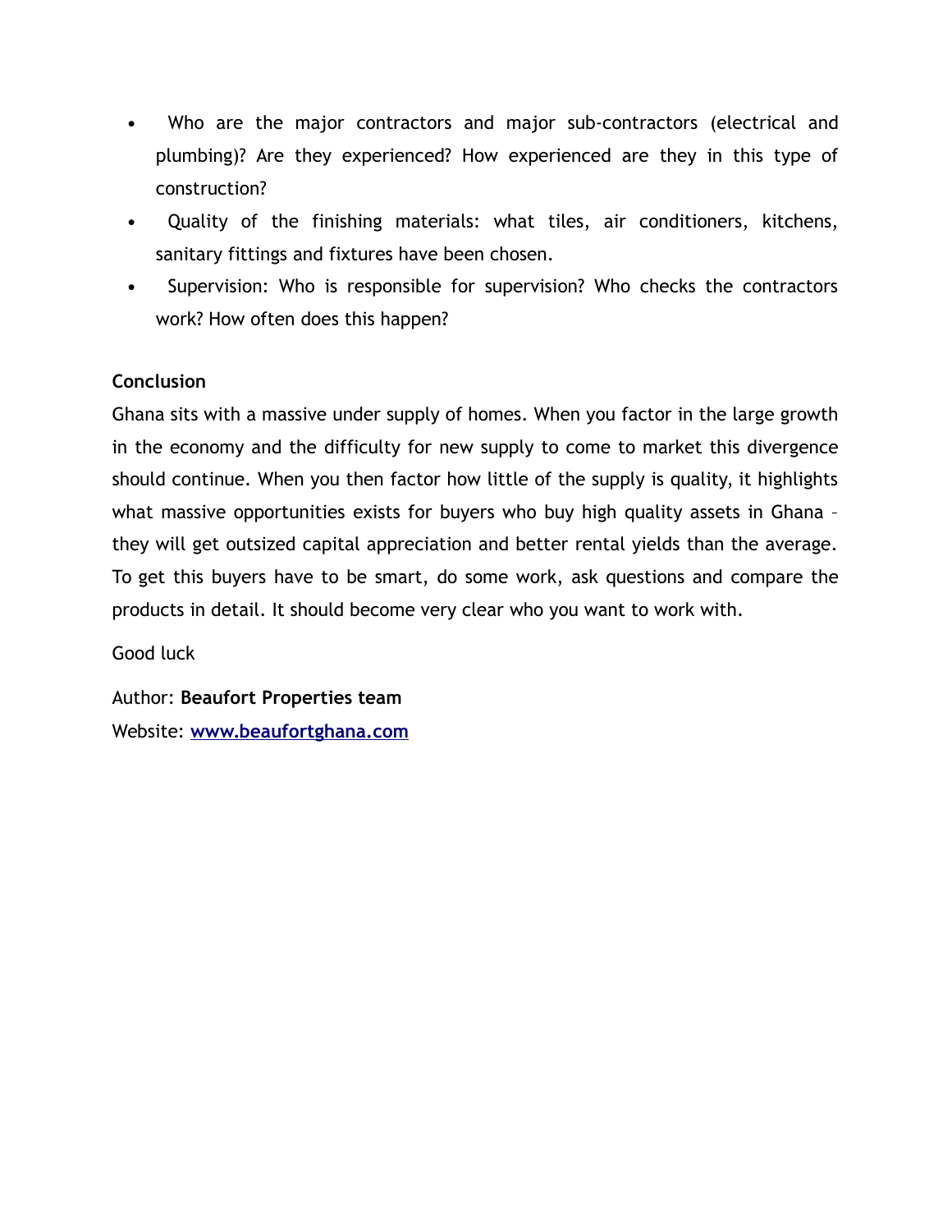- Who are the major contractors and major sub-contractors (electrical and plumbing)? Are they experienced? How experienced are they in this type of construction?
- Quality of the finishing materials: what tiles, air conditioners, kitchens, sanitary fittings and fixtures have been chosen.
- Supervision: Who is responsible for supervision? Who checks the contractors work? How often does this happen?

**Conclusion**

Ghana sits with a massive under supply of homes. When you factor in the large growth in the economy and the difficulty for new supply to come to market this divergence should continue. When you then factor how little of the supply is quality, it highlights what massive opportunities exists for buyers who buy high quality assets in Ghana – they will get outsized capital appreciation and better rental yields than the average. To get this buyers have to be smart, do some work, ask questions and compare the products in detail. It should become very clear who you want to work with.

Good luck

Author: **Beaufort Properties team**

Website: **[www.beaufortghana.com](http://www.beaufortghana.com)**